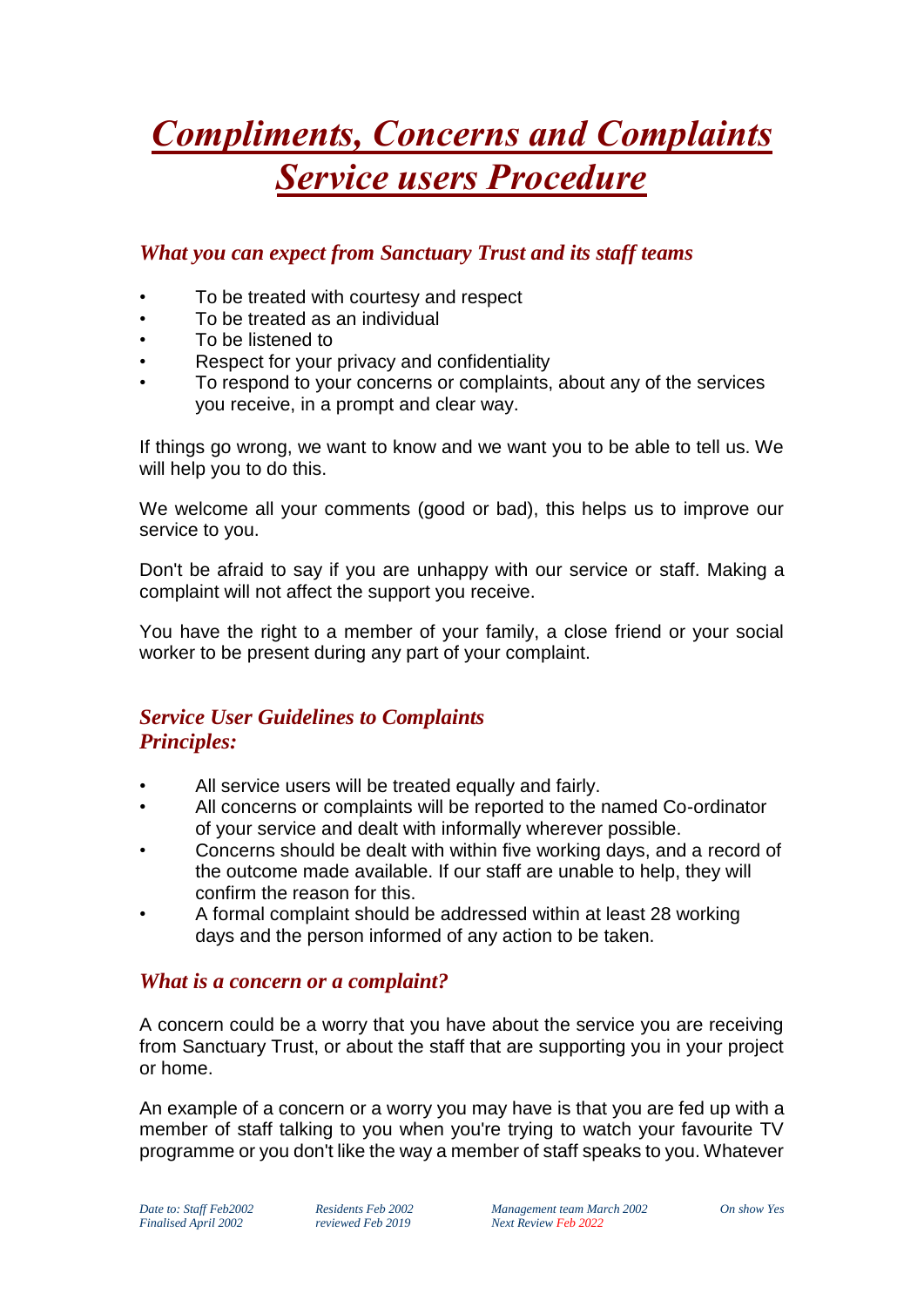# *Compliments, Concerns and Complaints Service users Procedure*

## *What you can expect from Sanctuary Trust and its staff teams*

- To be treated with courtesy and respect
- To be treated as an individual
- To be listened to
- Respect for your privacy and confidentiality
- To respond to your concerns or complaints, about any of the services you receive, in a prompt and clear way.

If things go wrong, we want to know and we want you to be able to tell us. We will help you to do this.

We welcome all your comments (good or bad), this helps us to improve our service to you.

Don't be afraid to say if you are unhappy with our service or staff. Making a complaint will not affect the support you receive.

You have the right to a member of your family, a close friend or your social worker to be present during any part of your complaint.

## *Service User Guidelines to Complaints Principles:*

- All service users will be treated equally and fairly.
- All concerns or complaints will be reported to the named Co-ordinator of your service and dealt with informally wherever possible.
- Concerns should be dealt with within five working days, and a record of the outcome made available. If our staff are unable to help, they will confirm the reason for this.
- A formal complaint should be addressed within at least 28 working days and the person informed of any action to be taken.

## *What is a concern or a complaint?*

A concern could be a worry that you have about the service you are receiving from Sanctuary Trust, or about the staff that are supporting you in your project or home.

An example of a concern or a worry you may have is that you are fed up with a member of staff talking to you when you're trying to watch your favourite TV programme or you don't like the way a member of staff speaks to you. Whatever

*Date to: Staff Feb2002 Finalised April 2002 | Residents Feb 2002 reviewed Feb 2019 | Management team March 2002 Next Review Feb 2022 | On show Yes*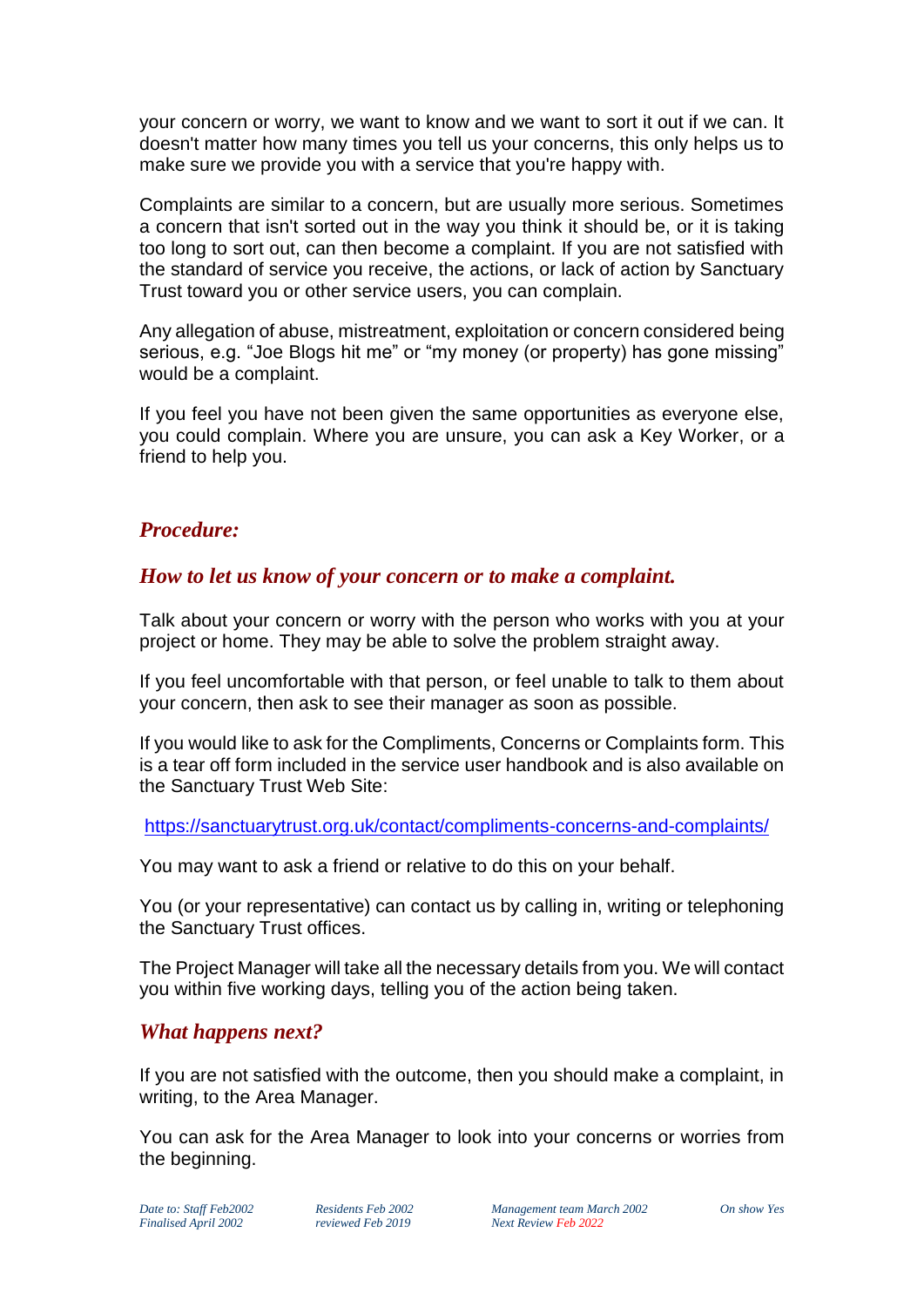your concern or worry, we want to know and we want to sort it out if we can. It doesn't matter how many times you tell us your concerns, this only helps us to make sure we provide you with a service that you're happy with.

Complaints are similar to a concern, but are usually more serious. Sometimes a concern that isn't sorted out in the way you think it should be, or it is taking too long to sort out, can then become a complaint. If you are not satisfied with the standard of service you receive, the actions, or lack of action by Sanctuary Trust toward you or other service users, you can complain.

Any allegation of abuse, mistreatment, exploitation or concern considered being serious, e.g. “Joe Blogs hit me” or “my money (or property) has gone missing” would be a complaint.

If you feel you have not been given the same opportunities as everyone else, you could complain. Where you are unsure, you can ask a Key Worker, or a friend to help you.

## *Procedure:*

### *How to let us know of your concern or to make a complaint.*

Talk about your concern or worry with the person who works with you at your project or home. They may be able to solve the problem straight away.

If you feel uncomfortable with that person, or feel unable to talk to them about your concern, then ask to see their manager as soon as possible.

If you would like to ask for the Compliments, Concerns or Complaints form. This is a tear off form included in the service user handbook and is also available on the Sanctuary Trust Web Site:

https://sanctuarytrust.org.uk/contact/compliments-concerns-and-complaints/

You may want to ask a friend or relative to do this on your behalf.

You (or your representative) can contact us by calling in, writing or telephoning the Sanctuary Trust offices.

The Project Manager will take all the necessary details from you. We will contact you within five working days, telling you of the action being taken.

### *What happens next?*

If you are not satisfied with the outcome, then you should make a complaint, in writing, to the Area Manager.

You can ask for the Area Manager to look into your concerns or worries from the beginning.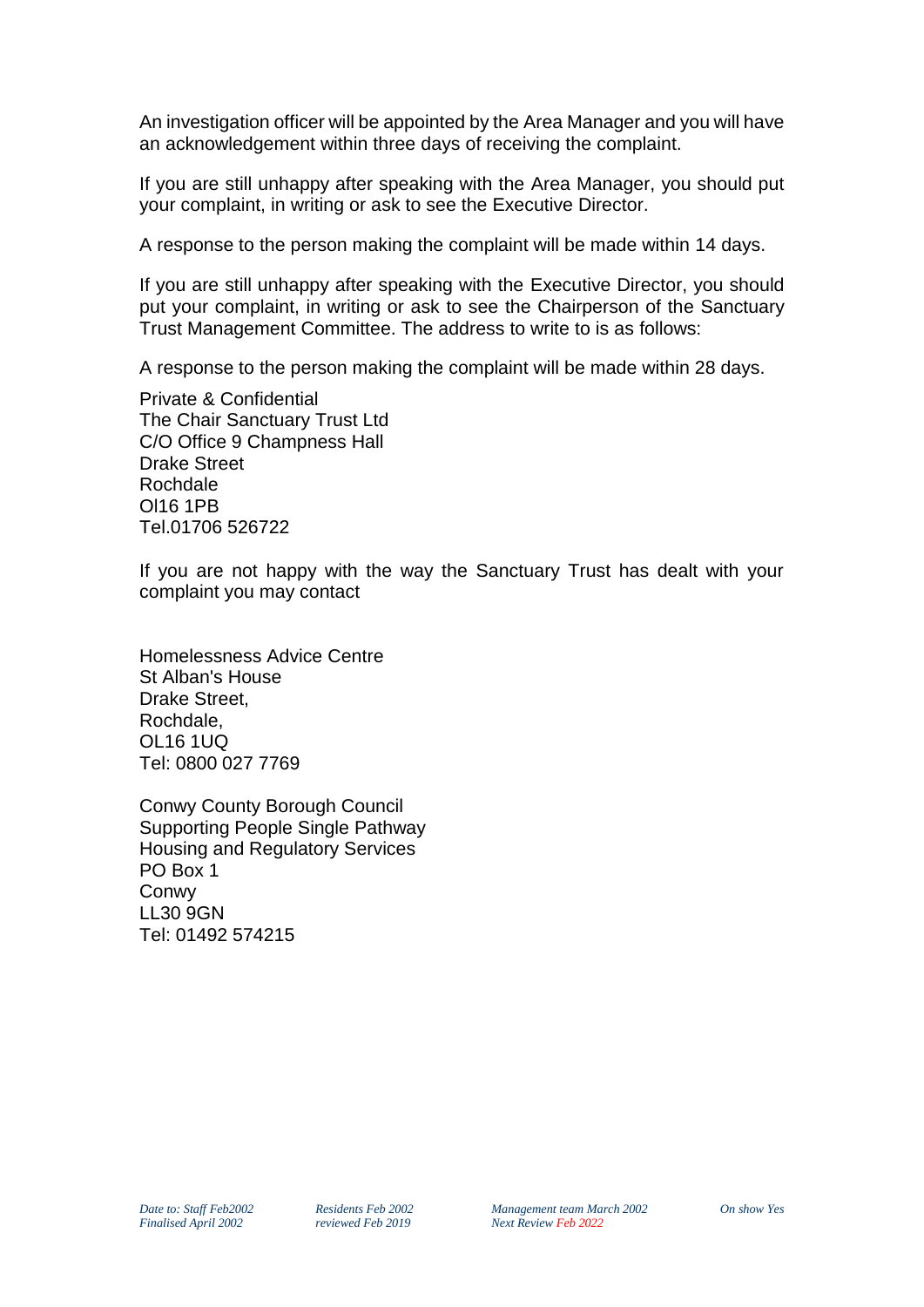An investigation officer will be appointed by the Area Manager and you will have an acknowledgement within three days of receiving the complaint.

If you are still unhappy after speaking with the Area Manager, you should put your complaint, in writing or ask to see the Executive Director.

A response to the person making the complaint will be made within 14 days.

If you are still unhappy after speaking with the Executive Director, you should put your complaint, in writing or ask to see the Chairperson of the Sanctuary Trust Management Committee. The address to write to is as follows:

A response to the person making the complaint will be made within 28 days.

Private & Confidential
The Chair Sanctuary Trust Ltd
C/O Office 9 Champness Hall
Drake Street
Rochdale
Ol16 1PB
Tel.01706 526722

If you are not happy with the way the Sanctuary Trust has dealt with your complaint you may contact

Homelessness Advice Centre
St Alban's House
Drake Street,
Rochdale,
OL16 1UQ
Tel: 0800 027 7769

Conwy County Borough Council
Supporting People Single Pathway
Housing and Regulatory Services
PO Box 1
Conwy
LL30 9GN
Tel: 01492 574215